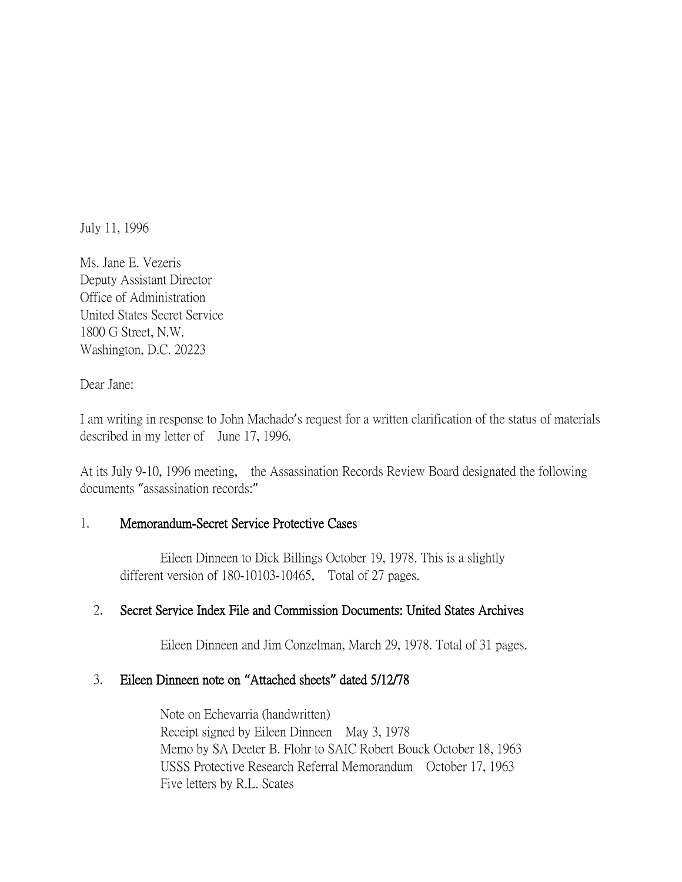July 11, 1996

Ms. Jane E. Vezeris
Deputy Assistant Director
Office of Administration
United States Secret Service
1800 G Street, N.W.
Washington, D.C. 20223

Dear Jane:

I am writing in response to John Machado's request for a written clarification of the status of materials described in my letter of June 17, 1996.

At its July 9-10, 1996 meeting, the Assassination Records Review Board designated the following documents "assassination records:"

1. **Memorandum-Secret Service Protective Cases**

   Eileen Dinneen to Dick Billings October 19, 1978. This is a slightly different version of 180-10103-10465. Total of 27 pages.

2. **Secret Service Index File and Commission Documents: United States Archives**

   Eileen Dinneen and Jim Conzelman, March 29, 1978. Total of 31 pages.

3. **Eileen Dinneen note on "Attached sheets" dated 5/12/78**

   Note on Echevarria (handwritten)
   Receipt signed by Eileen Dinneen May 3, 1978
   Memo by SA Deeter B. Flohr to SAIC Robert Bouck October 18, 1963
   USSS Protective Research Referral Memorandum October 17, 1963
   Five letters by R.L. Scates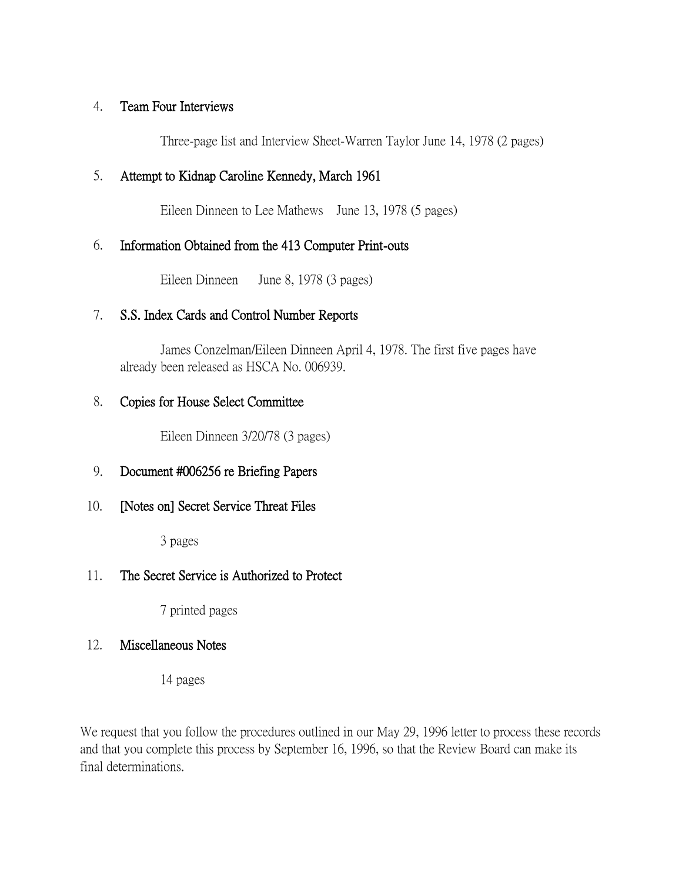4. **Team Four Interviews**

   Three-page list and Interview Sheet-Warren Taylor June 14, 1978 (2 pages)

5. **Attempt to Kidnap Caroline Kennedy, March 1961**

   Eileen Dinneen to Lee Mathews June 13, 1978 (5 pages)

6. **Information Obtained from the 413 Computer Print-outs**

   Eileen Dinneen June 8, 1978 (3 pages)

7. **S.S. Index Cards and Control Number Reports**

   James Conzelman/Eileen Dinneen April 4, 1978. The first five pages have already been released as HSCA No. 006939.

8. **Copies for House Select Committee**

   Eileen Dinneen 3/20/78 (3 pages)

9. **Document #006256 re Briefing Papers**

10. **[Notes on] Secret Service Threat Files**

    3 pages

11. **The Secret Service is Authorized to Protect**

    7 printed pages

12. **Miscellaneous Notes**

    14 pages

We request that you follow the procedures outlined in our May 29, 1996 letter to process these records and that you complete this process by September 16, 1996, so that the Review Board can make its final determinations.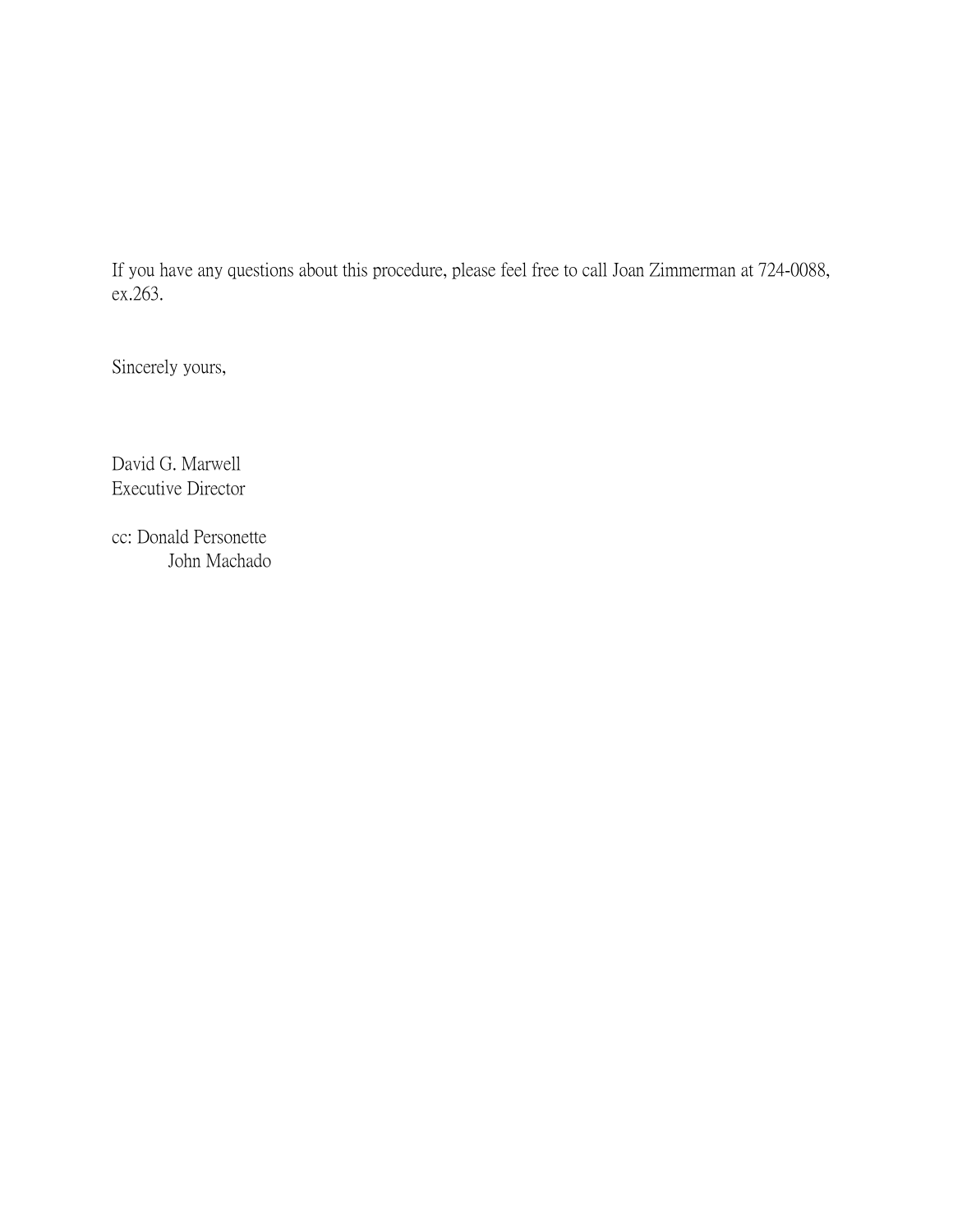If you have any questions about this procedure, please feel free to call Joan Zimmerman at 724-0088, ex.263.

Sincerely yours,

David G. Marwell
Executive Director

cc: Donald Personette
John Machado